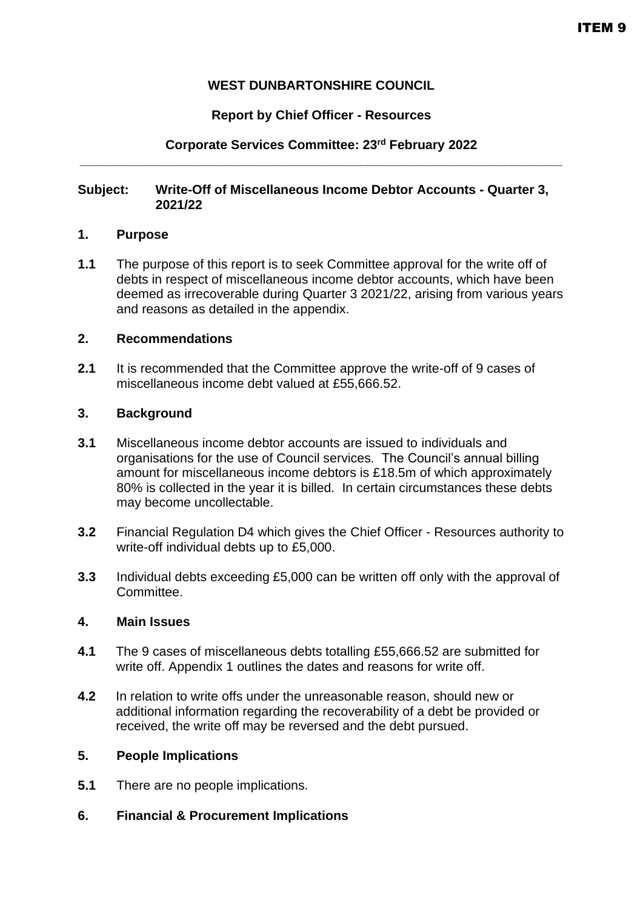ITEM 9

**WEST DUNBARTONSHIRE COUNCIL**

**Report by Chief Officer - Resources**

**Corporate Services Committee: 23rd February 2022**

---

**Subject: Write-Off of Miscellaneous Income Debtor Accounts - Quarter 3, 2021/22**

## 1. Purpose

**1.1** The purpose of this report is to seek Committee approval for the write off of debts in respect of miscellaneous income debtor accounts, which have been deemed as irrecoverable during Quarter 3 2021/22, arising from various years and reasons as detailed in the appendix.

## 2. Recommendations

**2.1** It is recommended that the Committee approve the write-off of 9 cases of miscellaneous income debt valued at £55,666.52.

## 3. Background

**3.1** Miscellaneous income debtor accounts are issued to individuals and organisations for the use of Council services. The Council's annual billing amount for miscellaneous income debtors is £18.5m of which approximately 80% is collected in the year it is billed. In certain circumstances these debts may become uncollectable.

**3.2** Financial Regulation D4 which gives the Chief Officer - Resources authority to write-off individual debts up to £5,000.

**3.3** Individual debts exceeding £5,000 can be written off only with the approval of Committee.

## 4. Main Issues

**4.1** The 9 cases of miscellaneous debts totalling £55,666.52 are submitted for write off. Appendix 1 outlines the dates and reasons for write off.

**4.2** In relation to write offs under the unreasonable reason, should new or additional information regarding the recoverability of a debt be provided or received, the write off may be reversed and the debt pursued.

## 5. People Implications

**5.1** There are no people implications.

## 6. Financial & Procurement Implications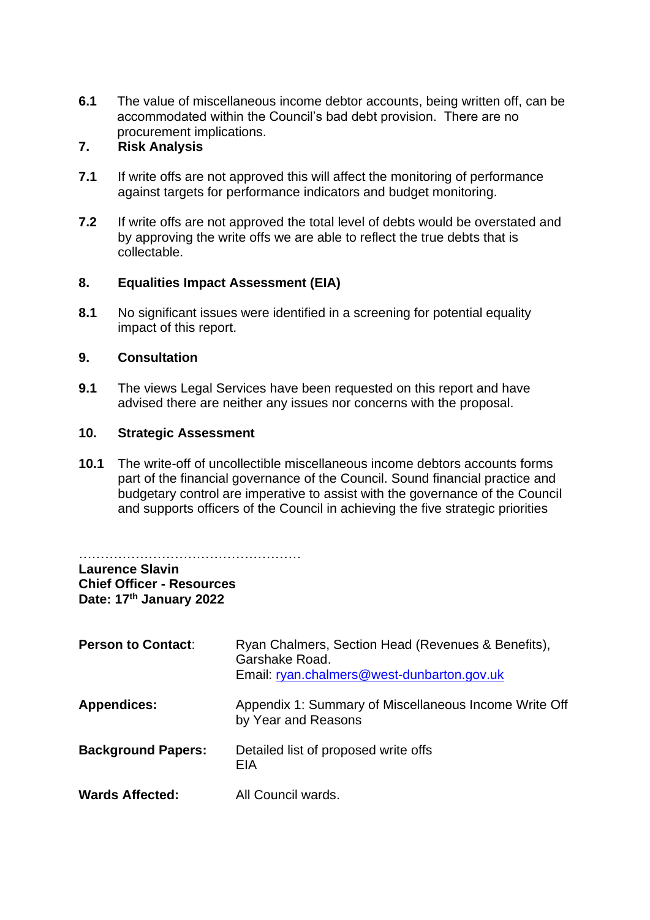**6.1** The value of miscellaneous income debtor accounts, being written off, can be accommodated within the Council's bad debt provision. There are no procurement implications.

**7. Risk Analysis**

**7.1** If write offs are not approved this will affect the monitoring of performance against targets for performance indicators and budget monitoring.

**7.2** If write offs are not approved the total level of debts would be overstated and by approving the write offs we are able to reflect the true debts that is collectable.

**8. Equalities Impact Assessment (EIA)**

**8.1** No significant issues were identified in a screening for potential equality impact of this report.

**9. Consultation**

**9.1** The views Legal Services have been requested on this report and have advised there are neither any issues nor concerns with the proposal.

**10. Strategic Assessment**

**10.1** The write-off of uncollectible miscellaneous income debtors accounts forms part of the financial governance of the Council. Sound financial practice and budgetary control are imperative to assist with the governance of the Council and supports officers of the Council in achieving the five strategic priorities

……………………………………………

**Laurence Slavin**
**Chief Officer - Resources**
**Date: 17th January 2022**

| | |
|---|---|
| **Person to Contact**: | Ryan Chalmers, Section Head (Revenues & Benefits), Garshake Road. Email: ryan.chalmers@west-dunbarton.gov.uk |
| **Appendices:** | Appendix 1: Summary of Miscellaneous Income Write Off by Year and Reasons |
| **Background Papers:** | Detailed list of proposed write offs EIA |
| **Wards Affected:** | All Council wards. |